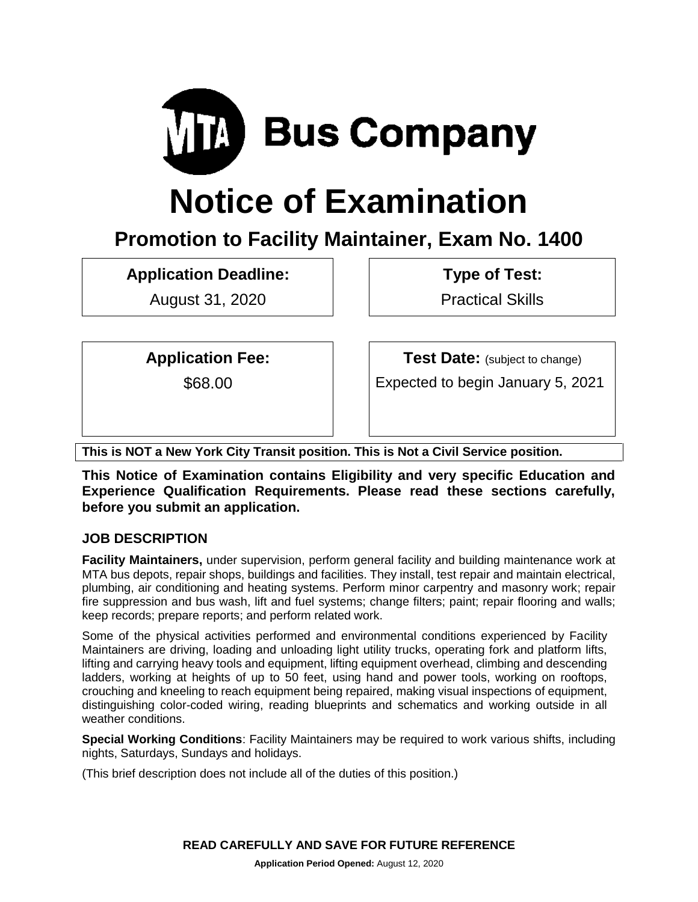# MTA Bus Company

# Notice of Examination

## Promotion to Facility Maintainer, Exam No. 1400

| Application Deadline: | Type of Test: |
|---|---|
| August 31, 2020 | Practical Skills |

| Application Fee: | Test Date: (subject to change) |
|---|---|
| $68.00 | Expected to begin January 5, 2021 |

**This is NOT a New York City Transit position. This is Not a Civil Service position.**

**This Notice of Examination contains Eligibility and very specific Education and Experience Qualification Requirements. Please read these sections carefully, before you submit an application.**

### JOB DESCRIPTION

**Facility Maintainers,** under supervision, perform general facility and building maintenance work at MTA bus depots, repair shops, buildings and facilities. They install, test repair and maintain electrical, plumbing, air conditioning and heating systems. Perform minor carpentry and masonry work; repair fire suppression and bus wash, lift and fuel systems; change filters; paint; repair flooring and walls; keep records; prepare reports; and perform related work.

Some of the physical activities performed and environmental conditions experienced by Facility Maintainers are driving, loading and unloading light utility trucks, operating fork and platform lifts, lifting and carrying heavy tools and equipment, lifting equipment overhead, climbing and descending ladders, working at heights of up to 50 feet, using hand and power tools, working on rooftops, crouching and kneeling to reach equipment being repaired, making visual inspections of equipment, distinguishing color-coded wiring, reading blueprints and schematics and working outside in all weather conditions.

**Special Working Conditions**: Facility Maintainers may be required to work various shifts, including nights, Saturdays, Sundays and holidays.

(This brief description does not include all of the duties of this position.)

**READ CAREFULLY AND SAVE FOR FUTURE REFERENCE**

**Application Period Opened:** August 12, 2020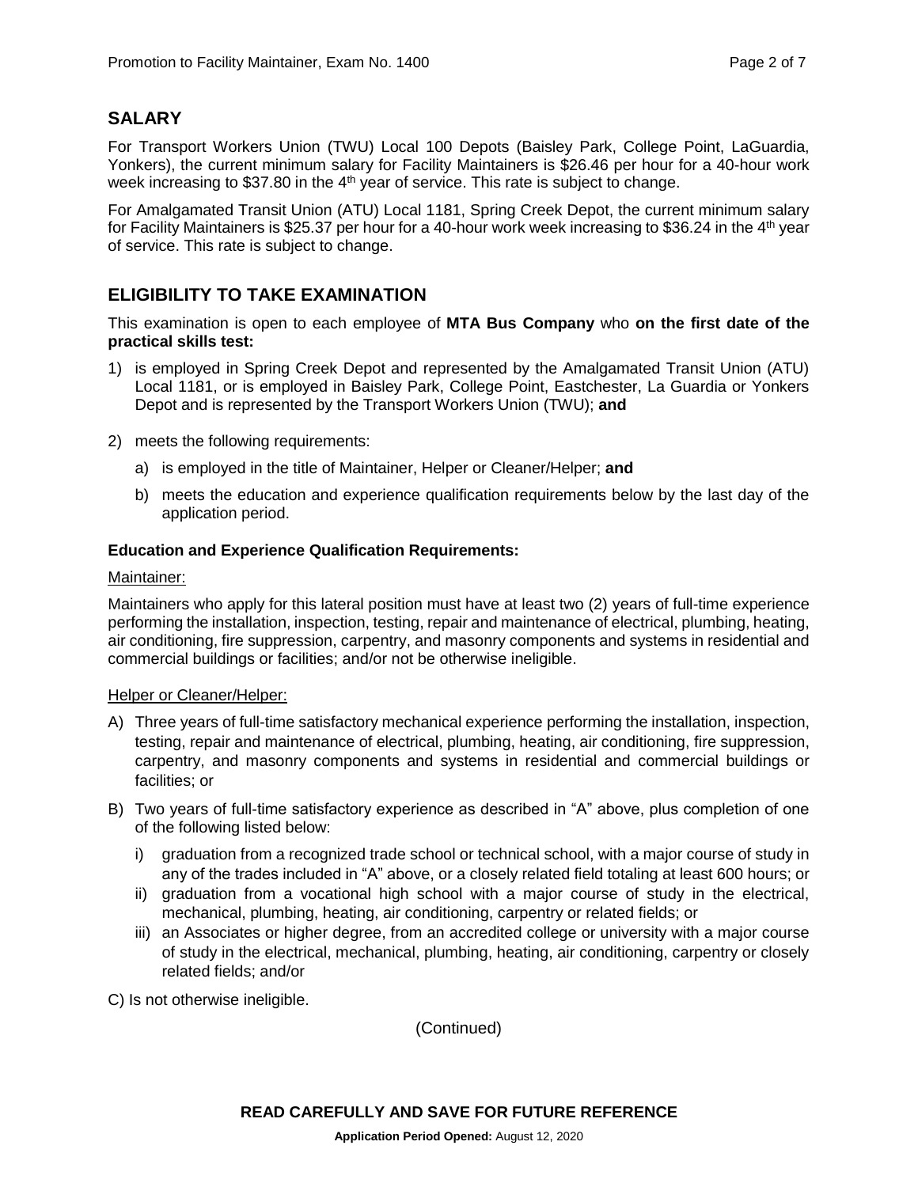## SALARY

For Transport Workers Union (TWU) Local 100 Depots (Baisley Park, College Point, LaGuardia, Yonkers), the current minimum salary for Facility Maintainers is $26.46 per hour for a 40-hour work week increasing to $37.80 in the 4th year of service. This rate is subject to change.

For Amalgamated Transit Union (ATU) Local 1181, Spring Creek Depot, the current minimum salary for Facility Maintainers is $25.37 per hour for a 40-hour work week increasing to $36.24 in the 4th year of service. This rate is subject to change.

## ELIGIBILITY TO TAKE EXAMINATION

This examination is open to each employee of **MTA Bus Company** who **on the first date of the practical skills test:**

1) is employed in Spring Creek Depot and represented by the Amalgamated Transit Union (ATU) Local 1181, or is employed in Baisley Park, College Point, Eastchester, La Guardia or Yonkers Depot and is represented by the Transport Workers Union (TWU); **and**

2) meets the following requirements:
   a) is employed in the title of Maintainer, Helper or Cleaner/Helper; **and**
   b) meets the education and experience qualification requirements below by the last day of the application period.

**Education and Experience Qualification Requirements:**

Maintainer:

Maintainers who apply for this lateral position must have at least two (2) years of full-time experience performing the installation, inspection, testing, repair and maintenance of electrical, plumbing, heating, air conditioning, fire suppression, carpentry, and masonry components and systems in residential and commercial buildings or facilities; and/or not be otherwise ineligible.

Helper or Cleaner/Helper:

A) Three years of full-time satisfactory mechanical experience performing the installation, inspection, testing, repair and maintenance of electrical, plumbing, heating, air conditioning, fire suppression, carpentry, and masonry components and systems in residential and commercial buildings or facilities; or

B) Two years of full-time satisfactory experience as described in "A" above, plus completion of one of the following listed below:
   i) graduation from a recognized trade school or technical school, with a major course of study in any of the trades included in "A" above, or a closely related field totaling at least 600 hours; or
   ii) graduation from a vocational high school with a major course of study in the electrical, mechanical, plumbing, heating, air conditioning, carpentry or related fields; or
   iii) an Associates or higher degree, from an accredited college or university with a major course of study in the electrical, mechanical, plumbing, heating, air conditioning, carpentry or closely related fields; and/or

C) Is not otherwise ineligible.

(Continued)

**READ CAREFULLY AND SAVE FOR FUTURE REFERENCE**

**Application Period Opened:** August 12, 2020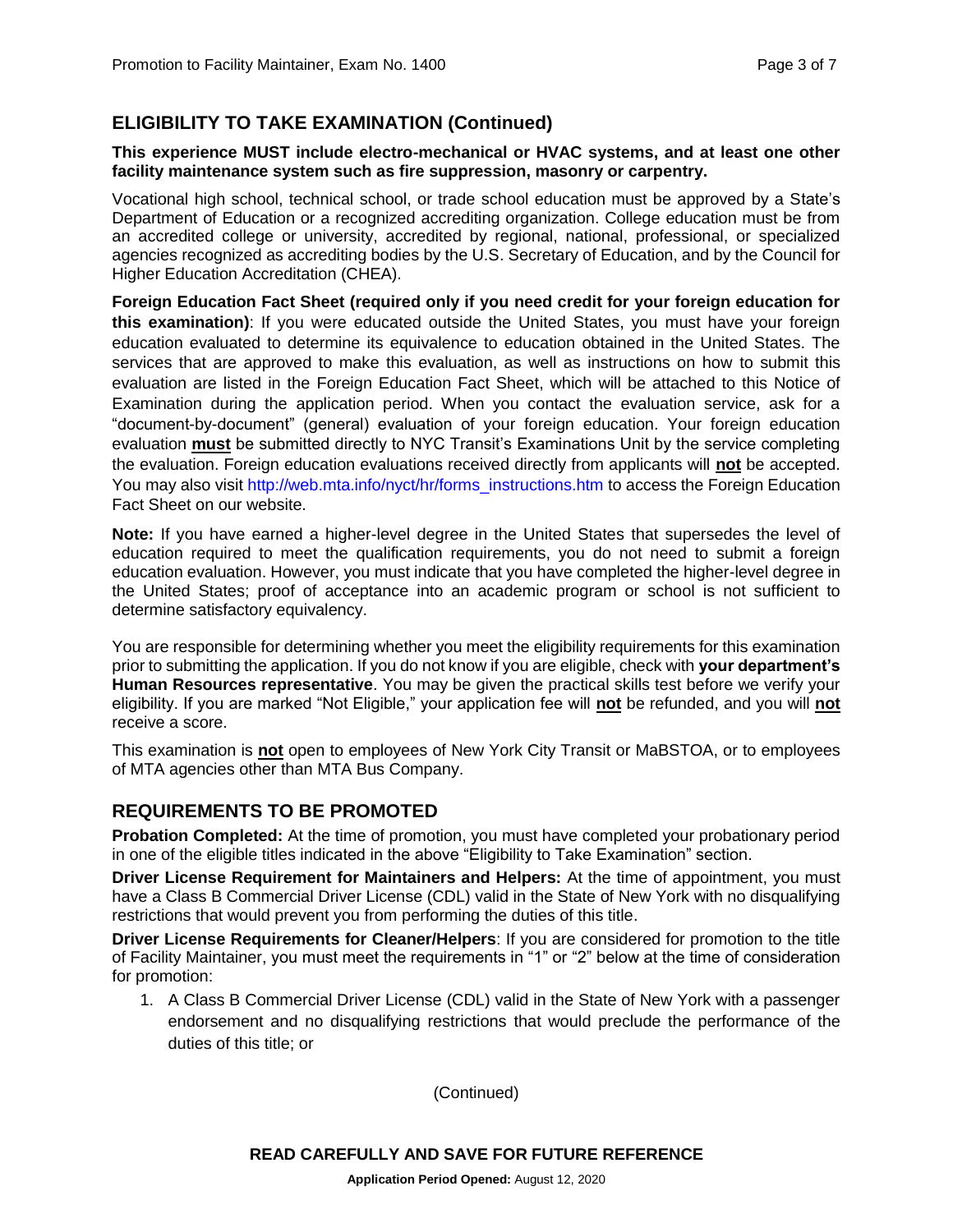## ELIGIBILITY TO TAKE EXAMINATION (Continued)

**This experience MUST include electro-mechanical or HVAC systems, and at least one other facility maintenance system such as fire suppression, masonry or carpentry.**

Vocational high school, technical school, or trade school education must be approved by a State's Department of Education or a recognized accrediting organization. College education must be from an accredited college or university, accredited by regional, national, professional, or specialized agencies recognized as accrediting bodies by the U.S. Secretary of Education, and by the Council for Higher Education Accreditation (CHEA).

**Foreign Education Fact Sheet (required only if you need credit for your foreign education for this examination)**: If you were educated outside the United States, you must have your foreign education evaluated to determine its equivalence to education obtained in the United States. The services that are approved to make this evaluation, as well as instructions on how to submit this evaluation are listed in the Foreign Education Fact Sheet, which will be attached to this Notice of Examination during the application period. When you contact the evaluation service, ask for a "document-by-document" (general) evaluation of your foreign education. Your foreign education evaluation **must** be submitted directly to NYC Transit's Examinations Unit by the service completing the evaluation. Foreign education evaluations received directly from applicants will **not** be accepted. You may also visit http://web.mta.info/nyct/hr/forms_instructions.htm to access the Foreign Education Fact Sheet on our website.

**Note:** If you have earned a higher-level degree in the United States that supersedes the level of education required to meet the qualification requirements, you do not need to submit a foreign education evaluation. However, you must indicate that you have completed the higher-level degree in the United States; proof of acceptance into an academic program or school is not sufficient to determine satisfactory equivalency.

You are responsible for determining whether you meet the eligibility requirements for this examination prior to submitting the application. If you do not know if you are eligible, check with **your department's Human Resources representative**. You may be given the practical skills test before we verify your eligibility. If you are marked "Not Eligible," your application fee will **not** be refunded, and you will **not** receive a score.

This examination is **not** open to employees of New York City Transit or MaBSTOA, or to employees of MTA agencies other than MTA Bus Company.

## REQUIREMENTS TO BE PROMOTED

**Probation Completed:** At the time of promotion, you must have completed your probationary period in one of the eligible titles indicated in the above "Eligibility to Take Examination" section.

**Driver License Requirement for Maintainers and Helpers:** At the time of appointment, you must have a Class B Commercial Driver License (CDL) valid in the State of New York with no disqualifying restrictions that would prevent you from performing the duties of this title.

**Driver License Requirements for Cleaner/Helpers**: If you are considered for promotion to the title of Facility Maintainer, you must meet the requirements in "1" or "2" below at the time of consideration for promotion:

1. A Class B Commercial Driver License (CDL) valid in the State of New York with a passenger endorsement and no disqualifying restrictions that would preclude the performance of the duties of this title; or

(Continued)

**READ CAREFULLY AND SAVE FOR FUTURE REFERENCE**

**Application Period Opened:** August 12, 2020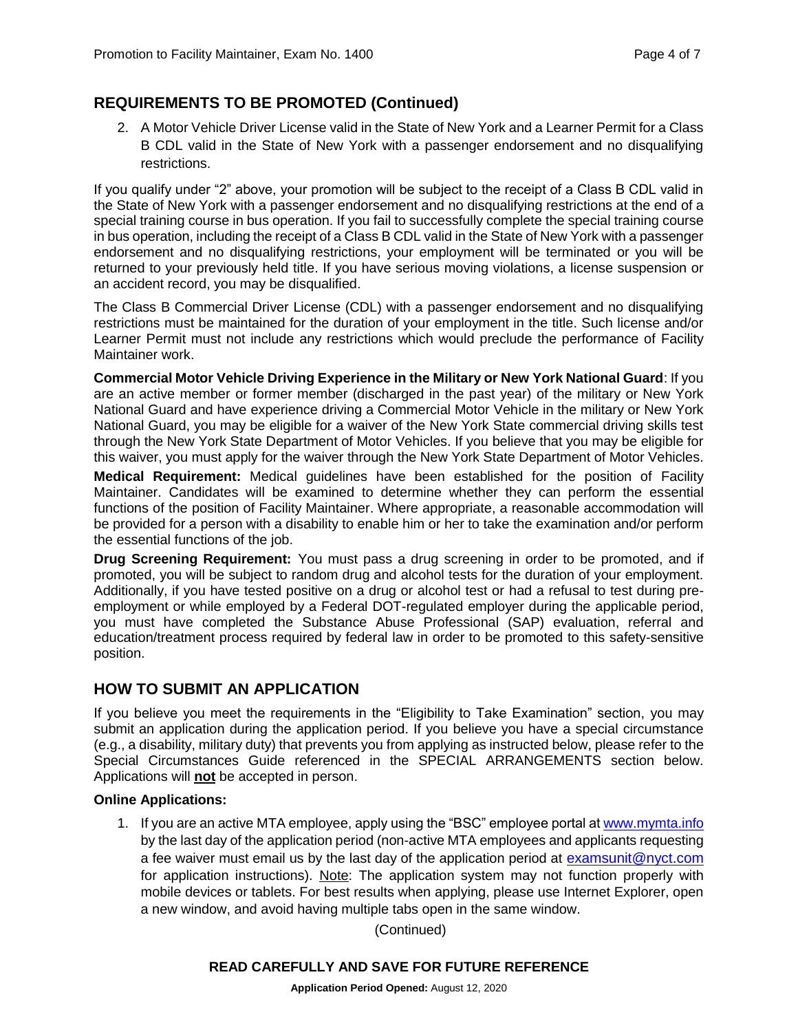## REQUIREMENTS TO BE PROMOTED (Continued)

2. A Motor Vehicle Driver License valid in the State of New York and a Learner Permit for a Class B CDL valid in the State of New York with a passenger endorsement and no disqualifying restrictions.

If you qualify under "2" above, your promotion will be subject to the receipt of a Class B CDL valid in the State of New York with a passenger endorsement and no disqualifying restrictions at the end of a special training course in bus operation. If you fail to successfully complete the special training course in bus operation, including the receipt of a Class B CDL valid in the State of New York with a passenger endorsement and no disqualifying restrictions, your employment will be terminated or you will be returned to your previously held title. If you have serious moving violations, a license suspension or an accident record, you may be disqualified.

The Class B Commercial Driver License (CDL) with a passenger endorsement and no disqualifying restrictions must be maintained for the duration of your employment in the title. Such license and/or Learner Permit must not include any restrictions which would preclude the performance of Facility Maintainer work.

**Commercial Motor Vehicle Driving Experience in the Military or New York National Guard**: If you are an active member or former member (discharged in the past year) of the military or New York National Guard and have experience driving a Commercial Motor Vehicle in the military or New York National Guard, you may be eligible for a waiver of the New York State commercial driving skills test through the New York State Department of Motor Vehicles. If you believe that you may be eligible for this waiver, you must apply for the waiver through the New York State Department of Motor Vehicles.

**Medical Requirement:** Medical guidelines have been established for the position of Facility Maintainer. Candidates will be examined to determine whether they can perform the essential functions of the position of Facility Maintainer. Where appropriate, a reasonable accommodation will be provided for a person with a disability to enable him or her to take the examination and/or perform the essential functions of the job.

**Drug Screening Requirement:** You must pass a drug screening in order to be promoted, and if promoted, you will be subject to random drug and alcohol tests for the duration of your employment. Additionally, if you have tested positive on a drug or alcohol test or had a refusal to test during pre-employment or while employed by a Federal DOT-regulated employer during the applicable period, you must have completed the Substance Abuse Professional (SAP) evaluation, referral and education/treatment process required by federal law in order to be promoted to this safety-sensitive position.

## HOW TO SUBMIT AN APPLICATION

If you believe you meet the requirements in the "Eligibility to Take Examination" section, you may submit an application during the application period. If you believe you have a special circumstance (e.g., a disability, military duty) that prevents you from applying as instructed below, please refer to the Special Circumstances Guide referenced in the SPECIAL ARRANGEMENTS section below. Applications will **not** be accepted in person.

**Online Applications:**

1. If you are an active MTA employee, apply using the "BSC" employee portal at www.mymta.info by the last day of the application period (non-active MTA employees and applicants requesting a fee waiver must email us by the last day of the application period at examsunit@nyct.com for application instructions). Note: The application system may not function properly with mobile devices or tablets. For best results when applying, please use Internet Explorer, open a new window, and avoid having multiple tabs open in the same window.

(Continued)

**READ CAREFULLY AND SAVE FOR FUTURE REFERENCE**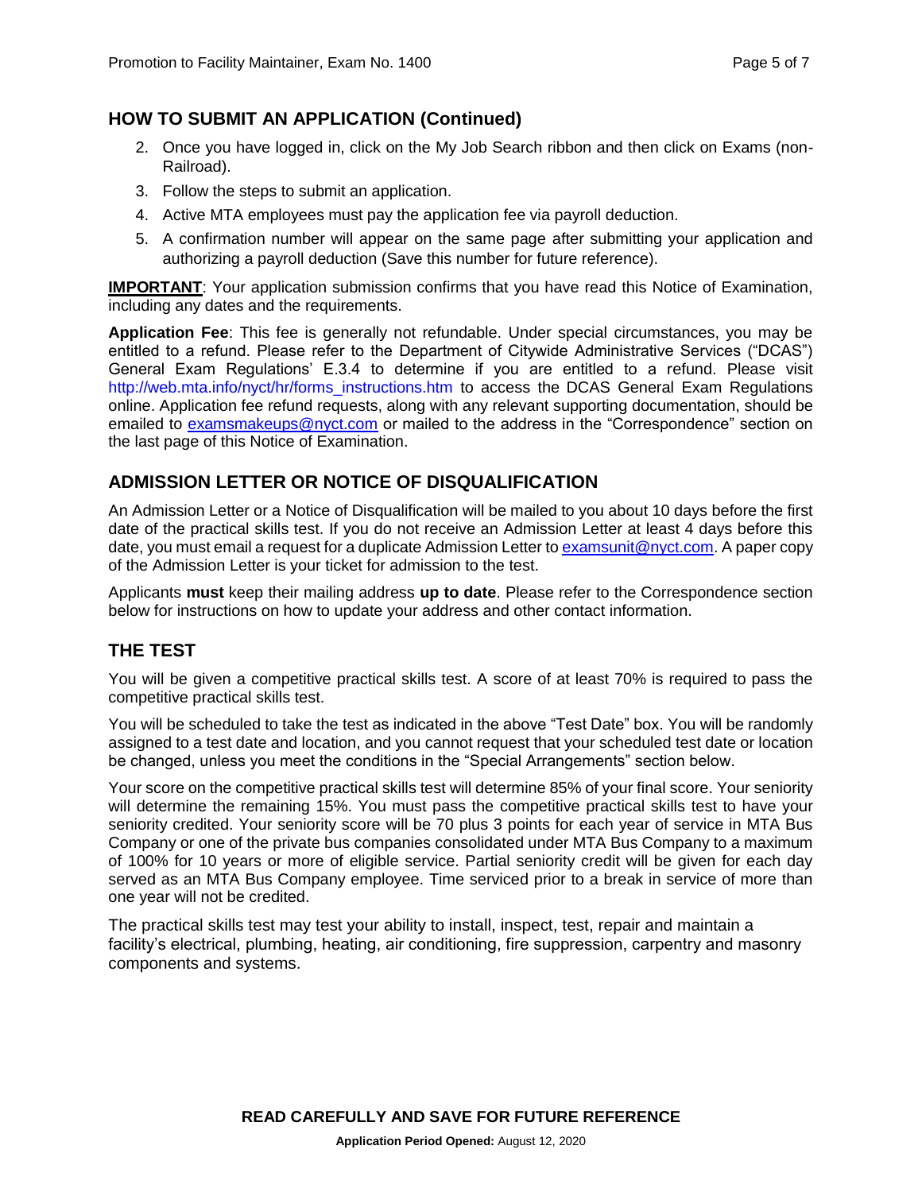## HOW TO SUBMIT AN APPLICATION (Continued)

2. Once you have logged in, click on the My Job Search ribbon and then click on Exams (non-Railroad).
3. Follow the steps to submit an application.
4. Active MTA employees must pay the application fee via payroll deduction.
5. A confirmation number will appear on the same page after submitting your application and authorizing a payroll deduction (Save this number for future reference).

**IMPORTANT**: Your application submission confirms that you have read this Notice of Examination, including any dates and the requirements.

**Application Fee**: This fee is generally not refundable. Under special circumstances, you may be entitled to a refund. Please refer to the Department of Citywide Administrative Services ("DCAS") General Exam Regulations' E.3.4 to determine if you are entitled to a refund. Please visit http://web.mta.info/nyct/hr/forms_instructions.htm to access the DCAS General Exam Regulations online. Application fee refund requests, along with any relevant supporting documentation, should be emailed to examsmakeups@nyct.com or mailed to the address in the "Correspondence" section on the last page of this Notice of Examination.

## ADMISSION LETTER OR NOTICE OF DISQUALIFICATION

An Admission Letter or a Notice of Disqualification will be mailed to you about 10 days before the first date of the practical skills test. If you do not receive an Admission Letter at least 4 days before this date, you must email a request for a duplicate Admission Letter to examsunit@nyct.com. A paper copy of the Admission Letter is your ticket for admission to the test.

Applicants **must** keep their mailing address **up to date**. Please refer to the Correspondence section below for instructions on how to update your address and other contact information.

## THE TEST

You will be given a competitive practical skills test. A score of at least 70% is required to pass the competitive practical skills test.

You will be scheduled to take the test as indicated in the above "Test Date" box. You will be randomly assigned to a test date and location, and you cannot request that your scheduled test date or location be changed, unless you meet the conditions in the "Special Arrangements" section below.

Your score on the competitive practical skills test will determine 85% of your final score. Your seniority will determine the remaining 15%. You must pass the competitive practical skills test to have your seniority credited. Your seniority score will be 70 plus 3 points for each year of service in MTA Bus Company or one of the private bus companies consolidated under MTA Bus Company to a maximum of 100% for 10 years or more of eligible service. Partial seniority credit will be given for each day served as an MTA Bus Company employee. Time serviced prior to a break in service of more than one year will not be credited.

The practical skills test may test your ability to install, inspect, test, repair and maintain a facility's electrical, plumbing, heating, air conditioning, fire suppression, carpentry and masonry components and systems.

**READ CAREFULLY AND SAVE FOR FUTURE REFERENCE**

**Application Period Opened:** August 12, 2020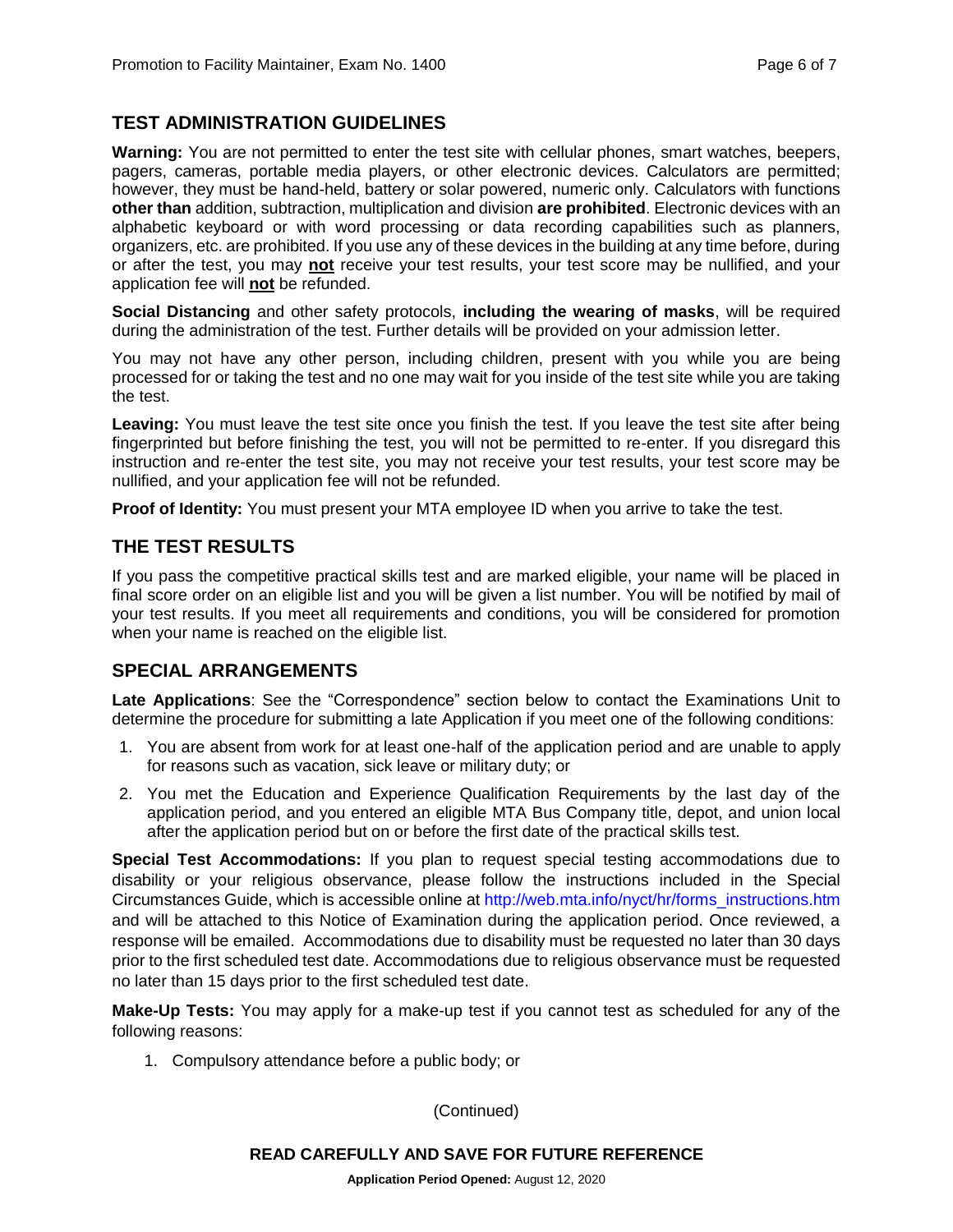## TEST ADMINISTRATION GUIDELINES

**Warning:** You are not permitted to enter the test site with cellular phones, smart watches, beepers, pagers, cameras, portable media players, or other electronic devices. Calculators are permitted; however, they must be hand-held, battery or solar powered, numeric only. Calculators with functions **other than** addition, subtraction, multiplication and division **are prohibited**. Electronic devices with an alphabetic keyboard or with word processing or data recording capabilities such as planners, organizers, etc. are prohibited. If you use any of these devices in the building at any time before, during or after the test, you may **not** receive your test results, your test score may be nullified, and your application fee will **not** be refunded.

**Social Distancing** and other safety protocols, **including the wearing of masks**, will be required during the administration of the test. Further details will be provided on your admission letter.

You may not have any other person, including children, present with you while you are being processed for or taking the test and no one may wait for you inside of the test site while you are taking the test.

**Leaving:** You must leave the test site once you finish the test. If you leave the test site after being fingerprinted but before finishing the test, you will not be permitted to re-enter. If you disregard this instruction and re-enter the test site, you may not receive your test results, your test score may be nullified, and your application fee will not be refunded.

**Proof of Identity:** You must present your MTA employee ID when you arrive to take the test.

## THE TEST RESULTS

If you pass the competitive practical skills test and are marked eligible, your name will be placed in final score order on an eligible list and you will be given a list number. You will be notified by mail of your test results. If you meet all requirements and conditions, you will be considered for promotion when your name is reached on the eligible list.

## SPECIAL ARRANGEMENTS

**Late Applications**: See the "Correspondence" section below to contact the Examinations Unit to determine the procedure for submitting a late Application if you meet one of the following conditions:

1. You are absent from work for at least one-half of the application period and are unable to apply for reasons such as vacation, sick leave or military duty; or
2. You met the Education and Experience Qualification Requirements by the last day of the application period, and you entered an eligible MTA Bus Company title, depot, and union local after the application period but on or before the first date of the practical skills test.

**Special Test Accommodations:** If you plan to request special testing accommodations due to disability or your religious observance, please follow the instructions included in the Special Circumstances Guide, which is accessible online at http://web.mta.info/nyct/hr/forms_instructions.htm and will be attached to this Notice of Examination during the application period. Once reviewed, a response will be emailed. Accommodations due to disability must be requested no later than 30 days prior to the first scheduled test date. Accommodations due to religious observance must be requested no later than 15 days prior to the first scheduled test date.

**Make-Up Tests:** You may apply for a make-up test if you cannot test as scheduled for any of the following reasons:

1. Compulsory attendance before a public body; or

(Continued)

**READ CAREFULLY AND SAVE FOR FUTURE REFERENCE**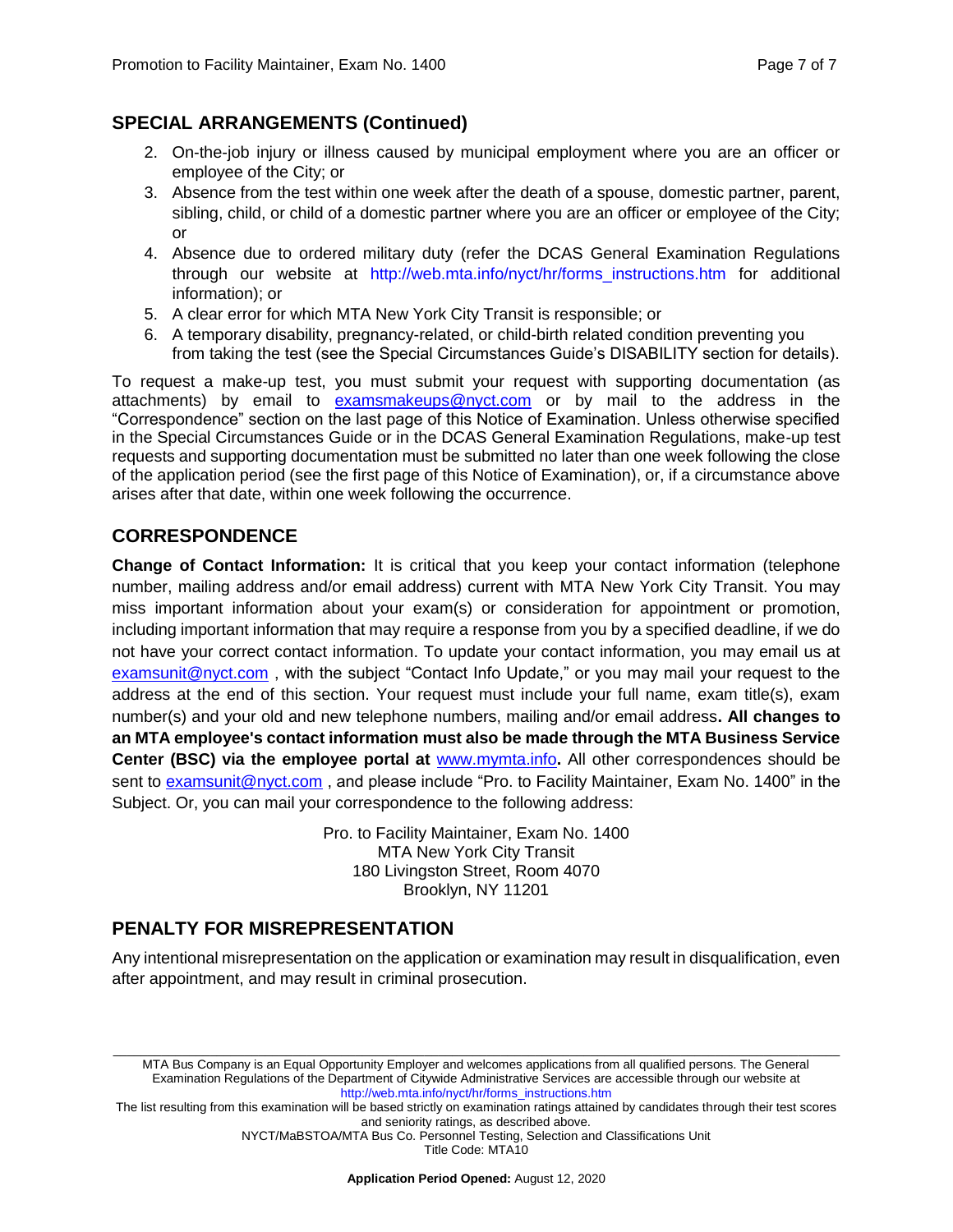## SPECIAL ARRANGEMENTS (Continued)

2. On-the-job injury or illness caused by municipal employment where you are an officer or employee of the City; or
3. Absence from the test within one week after the death of a spouse, domestic partner, parent, sibling, child, or child of a domestic partner where you are an officer or employee of the City; or
4. Absence due to ordered military duty (refer the DCAS General Examination Regulations through our website at http://web.mta.info/nyct/hr/forms_instructions.htm for additional information); or
5. A clear error for which MTA New York City Transit is responsible; or
6. A temporary disability, pregnancy-related, or child-birth related condition preventing you from taking the test (see the Special Circumstances Guide's DISABILITY section for details).

To request a make-up test, you must submit your request with supporting documentation (as attachments) by email to examsmakeups@nyct.com or by mail to the address in the "Correspondence" section on the last page of this Notice of Examination. Unless otherwise specified in the Special Circumstances Guide or in the DCAS General Examination Regulations, make-up test requests and supporting documentation must be submitted no later than one week following the close of the application period (see the first page of this Notice of Examination), or, if a circumstance above arises after that date, within one week following the occurrence.

## CORRESPONDENCE

**Change of Contact Information:** It is critical that you keep your contact information (telephone number, mailing address and/or email address) current with MTA New York City Transit. You may miss important information about your exam(s) or consideration for appointment or promotion, including important information that may require a response from you by a specified deadline, if we do not have your correct contact information. To update your contact information, you may email us at examsunit@nyct.com , with the subject "Contact Info Update," or you may mail your request to the address at the end of this section. Your request must include your full name, exam title(s), exam number(s) and your old and new telephone numbers, mailing and/or email address**. All changes to an MTA employee's contact information must also be made through the MTA Business Service Center (BSC) via the employee portal at** www.mymta.info**.** All other correspondences should be sent to examsunit@nyct.com , and please include "Pro. to Facility Maintainer, Exam No. 1400" in the Subject. Or, you can mail your correspondence to the following address:

Pro. to Facility Maintainer, Exam No. 1400
MTA New York City Transit
180 Livingston Street, Room 4070
Brooklyn, NY 11201

## PENALTY FOR MISREPRESENTATION

Any intentional misrepresentation on the application or examination may result in disqualification, even after appointment, and may result in criminal prosecution.

---

MTA Bus Company is an Equal Opportunity Employer and welcomes applications from all qualified persons. The General Examination Regulations of the Department of Citywide Administrative Services are accessible through our website at http://web.mta.info/nyct/hr/forms_instructions.htm

The list resulting from this examination will be based strictly on examination ratings attained by candidates through their test scores and seniority ratings, as described above.

NYCT/MaBSTOA/MTA Bus Co. Personnel Testing, Selection and Classifications Unit

Title Code: MTA10

**Application Period Opened:** August 12, 2020